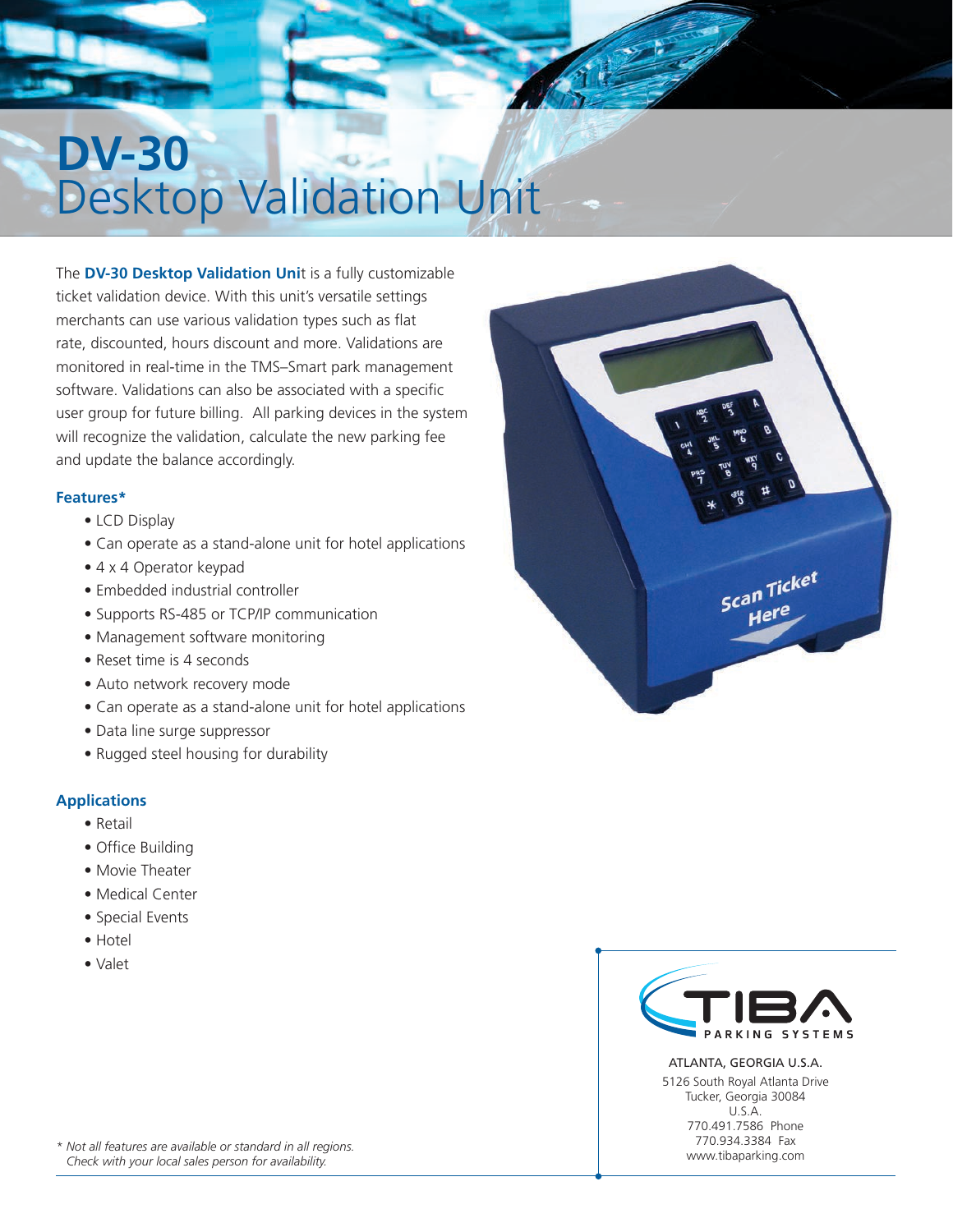# **DV-30** Desktop Validation Unit

The **DV-30 Desktop Validation Uni**t is a fully customizable ticket validation device. With this unit's versatile settings merchants can use various validation types such as flat rate, discounted, hours discount and more. Validations are monitored in real-time in the TMS–Smart park management software. Validations can also be associated with a specific user group for future billing. All parking devices in the system will recognize the validation, calculate the new parking fee and update the balance accordingly.

### Features*

- LCD Display
- Can operate as a stand-alone unit for hotel applications
- 4 x 4 Operator keypad
- Embedded industrial controller
- Supports RS-485 or TCP/IP communication
- Management software monitoring
- Reset time is 4 seconds
- Auto network recovery mode
- Can operate as a stand-alone unit for hotel applications
- Data line surge suppressor
- Rugged steel housing for durability

### Applications

- Retail
- Office Building
- Movie Theater
- Medical Center
- Special Events
- Hotel
- Valet

TIBA PARKING SYSTEMS

ATLANTA, GEORGIA U.S.A.
5126 South Royal Atlanta Drive
Tucker, Georgia 30084
U.S.A.
770.491.7586 Phone
770.934.3384 Fax
www.tibaparking.com

*\* Not all features are available or standard in all regions. Check with your local sales person for availability.*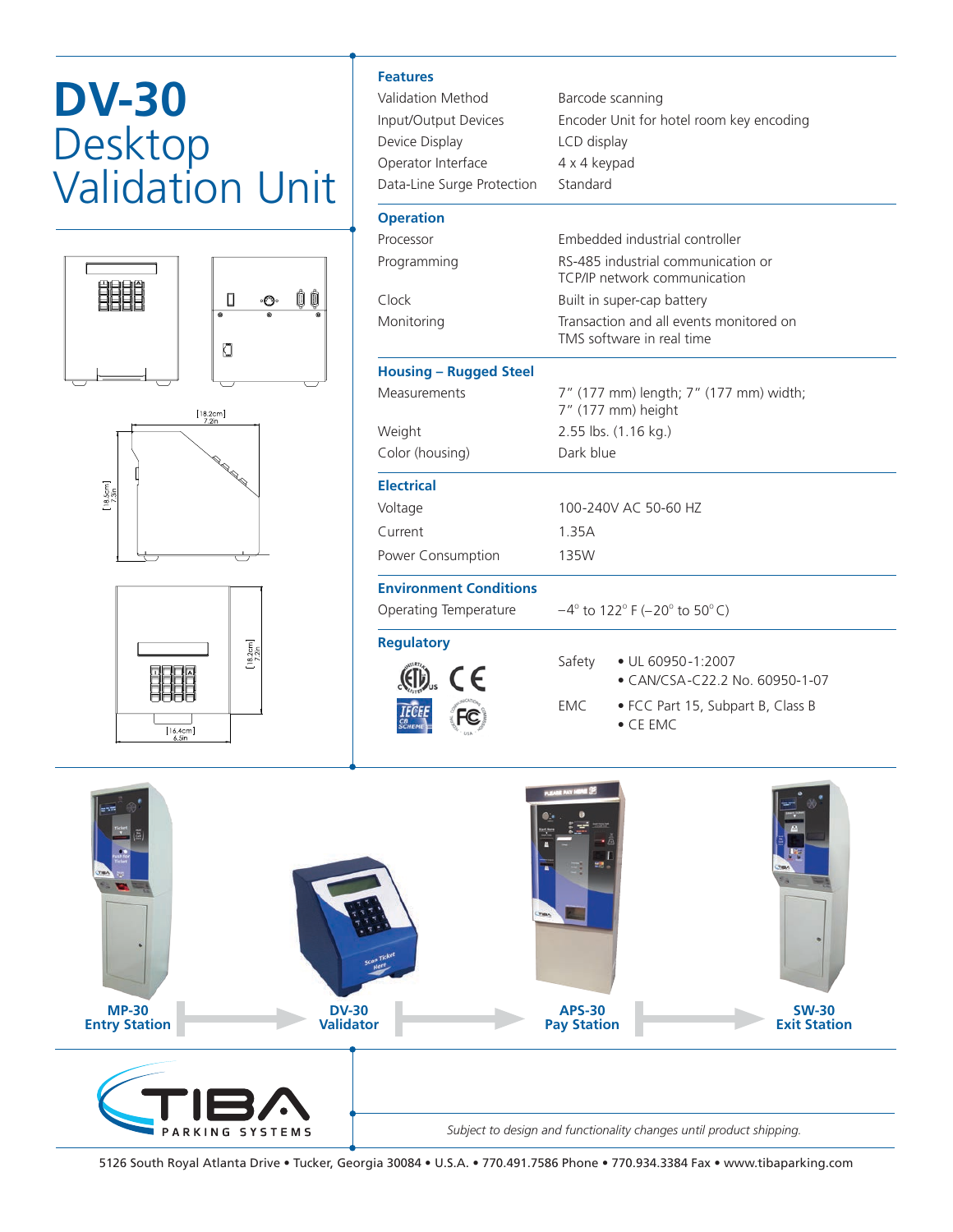# DV-30 Desktop Validation Unit

[18.2cm] 7.2in

[18.5cm] 7.3in

[18.2cm] 7.2in

[16.4cm] 6.5in

## Features

| | |
|---|---|
| Validation Method | Barcode scanning |
| Input/Output Devices | Encoder Unit for hotel room key encoding |
| Device Display | LCD display |
| Operator Interface | 4 x 4 keypad |
| Data-Line Surge Protection | Standard |

## Operation

| | |
|---|---|
| Processor | Embedded industrial controller |
| Programming | RS-485 industrial communication or TCP/IP network communication |
| Clock | Built in super-cap battery |
| Monitoring | Transaction and all events monitored on TMS software in real time |

## Housing – Rugged Steel

| | |
|---|---|
| Measurements | 7″ (177 mm) length; 7″ (177 mm) width; 7″ (177 mm) height |
| Weight | 2.55 lbs. (1.16 kg.) |
| Color (housing) | Dark blue |

## Electrical

| | |
|---|---|
| Voltage | 100-240V AC 50-60 HZ |
| Current | 1.35A |
| Power Consumption | 135W |

## Environment Conditions

| | |
|---|---|
| Operating Temperature | −4° to 122° F (−20° to 50° C) |

## Regulatory

| | |
|---|---|
| Safety | • UL 60950-1:2007<br>• CAN/CSA-C22.2 No. 60950-1-07 |
| EMC | • FCC Part 15, Subpart B, Class B<br>• CE EMC |

**MP-30 Entry Station** → **DV-30 Validator** → **APS-30 Pay Station** → **SW-30 Exit Station**

TIBA PARKING SYSTEMS

*Subject to design and functionality changes until product shipping.*

5126 South Royal Atlanta Drive • Tucker, Georgia 30084 • U.S.A. • 770.491.7586 Phone • 770.934.3384 Fax • www.tibaparking.com